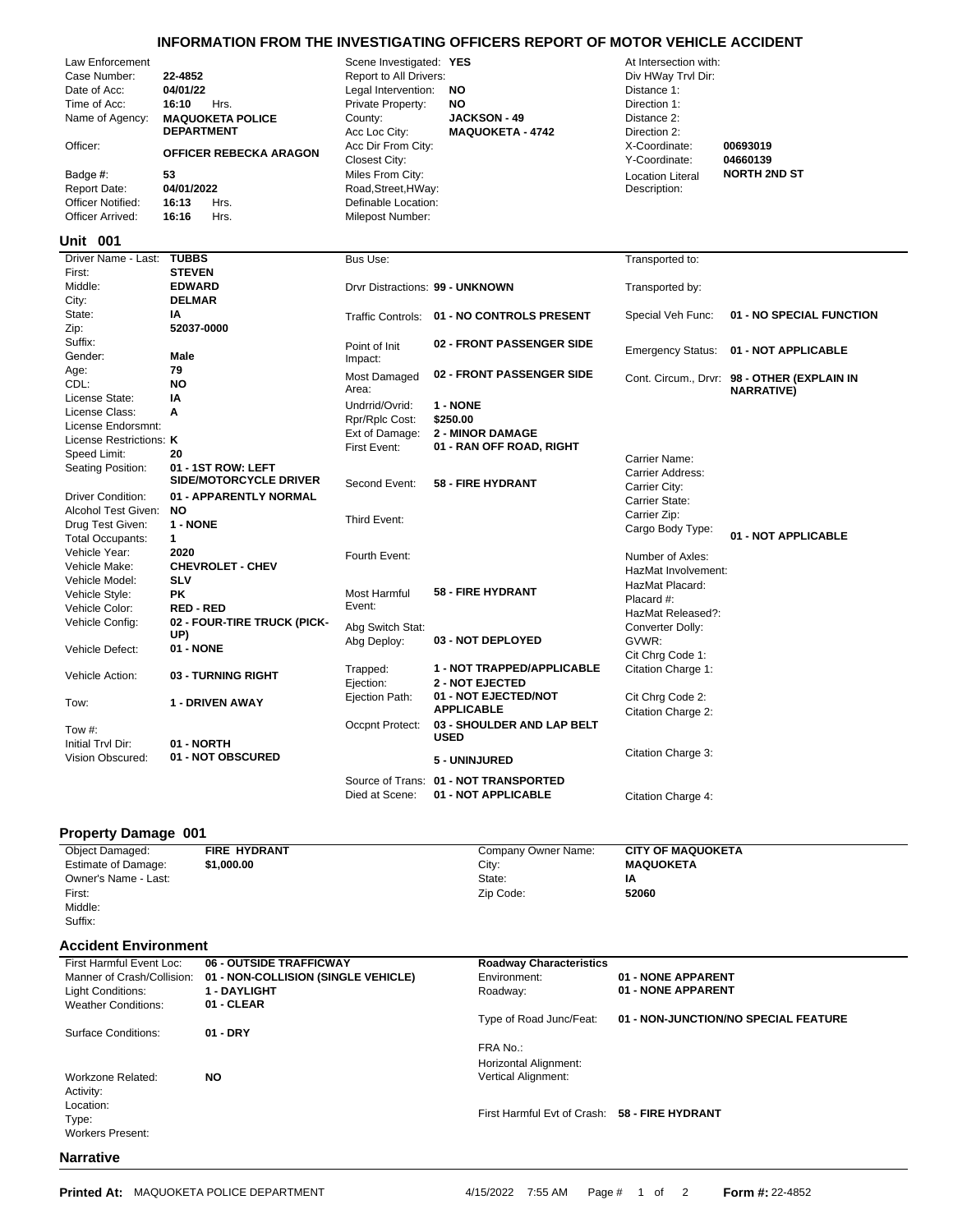# INFORMATION FROM THE INVESTIGATING OFFICERS REPORT OF MOTOR VEHICLE ACCIDENT

| | | | | | |
|---|---|---|---|---|---|
| Law Enforcement Case Number: | **22-4852** | Scene Investigated: | **YES** | At Intersection with: | |
| Date of Acc: | **04/01/22** | Report to All Drivers: | | Div HWay Trvl Dir: | |
| Time of Acc: | **16:10** Hrs. | Legal Intervention: | **NO** | Distance 1: | |
| Name of Agency: | **MAQUOKETA POLICE DEPARTMENT** | Private Property: | **NO** | Direction 1: | |
| Officer: | **OFFICER REBECKA ARAGON** | County: | **JACKSON - 49** | Distance 2: | |
| Badge #: | **53** | Acc Loc City: | **MAQUOKETA - 4742** | Direction 2: | |
| Report Date: | **04/01/2022** | Acc Dir From City: | | X-Coordinate: | **00693019** |
| Officer Notified: | **16:13** Hrs. | Closest City: | | Y-Coordinate: | **04660139** |
| Officer Arrived: | **16:16** Hrs. | Miles From City: | | Location Literal Description: | **NORTH 2ND ST** |
| | | Road,Street,HWay: | | | |
| | | Definable Location: | | | |
| | | Milepost Number: | | | |

## Unit 001

| | | | | | |
|---|---|---|---|---|---|
| Driver Name - Last: | **TUBBS** | Bus Use: | | Transported to: | |
| First: | **STEVEN** | Drvr Distractions: | **99 - UNKNOWN** | Transported by: | |
| Middle: | **EDWARD** | Traffic Controls: | **01 - NO CONTROLS PRESENT** | Special Veh Func: | **01 - NO SPECIAL FUNCTION** |
| City: | **DELMAR** | Point of Init Impact: | **02 - FRONT PASSENGER SIDE** | Emergency Status: | **01 - NOT APPLICABLE** |
| State: | **IA** | Most Damaged Area: | **02 - FRONT PASSENGER SIDE** | Cont. Circum., Drvr: | **98 - OTHER (EXPLAIN IN NARRATIVE)** |
| Zip: | **52037-0000** | Undrrid/Ovrid: | **1 - NONE** | | |
| Suffix: | | Rpr/Rplc Cost: | **$250.00** | | |
| Gender: | **Male** | Ext of Damage: | **2 - MINOR DAMAGE** | | |
| Age: | **79** | First Event: | **01 - RAN OFF ROAD, RIGHT** | Carrier Name: | |
| CDL: | **NO** | Second Event: | **58 - FIRE HYDRANT** | Carrier Address: | |
| License State: | **IA** | Third Event: | | Carrier City: | |
| License Class: | **A** | Fourth Event: | | Carrier State: | |
| License Endorsmnt: | | Most Harmful Event: | **58 - FIRE HYDRANT** | Carrier Zip: | |
| License Restrictions: | **K** | Abg Switch Stat: | | Cargo Body Type: | **01 - NOT APPLICABLE** |
| Speed Limit: | **20** | Abg Deploy: | **03 - NOT DEPLOYED** | Number of Axles: | |
| Seating Position: | **01 - 1ST ROW: LEFT SIDE/MOTORCYCLE DRIVER** | Trapped: | **1 - NOT TRAPPED/APPLICABLE** | HazMat Involvement: | |
| Driver Condition: | **01 - APPARENTLY NORMAL** | Ejection: | **2 - NOT EJECTED** | HazMat Placard: | |
| Alcohol Test Given: | **NO** | Ejection Path: | **01 - NOT EJECTED/NOT APPLICABLE** | Placard #: | |
| Drug Test Given: | **1 - NONE** | Occpnt Protect: | **03 - SHOULDER AND LAP BELT USED** | HazMat Released?: | |
| Total Occupants: | **1** | | **5 - UNINJURED** | Converter Dolly: | |
| Vehicle Year: | **2020** | Source of Trans: | **01 - NOT TRANSPORTED** | GVWR: | |
| Vehicle Make: | **CHEVROLET - CHEV** | Died at Scene: | **01 - NOT APPLICABLE** | Cit Chrg Code 1: | |
| Vehicle Model: | **SLV** | | | Citation Charge 1: | |
| Vehicle Style: | **PK** | | | Cit Chrg Code 2: | |
| Vehicle Color: | **RED - RED** | | | Citation Charge 2: | |
| Vehicle Config: | **02 - FOUR-TIRE TRUCK (PICK-UP)** | | | Citation Charge 3: | |
| Vehicle Defect: | **01 - NONE** | | | Citation Charge 4: | |
| Vehicle Action: | **03 - TURNING RIGHT** | | | | |
| Tow: | **1 - DRIVEN AWAY** | | | | |
| Tow #: | | | | | |
| Initial Trvl Dir: | **01 - NORTH** | | | | |
| Vision Obscured: | **01 - NOT OBSCURED** | | | | |

## Property Damage 001

| | | | |
|---|---|---|---|
| Object Damaged: | **FIRE HYDRANT** | Company Owner Name: | **CITY OF MAQUOKETA** |
| Estimate of Damage: | **$1,000.00** | City: | **MAQUOKETA** |
| Owner's Name - Last: | | State: | **IA** |
| First: | | Zip Code: | **52060** |
| Middle: | | | |
| Suffix: | | | |

## Accident Environment

| | | | |
|---|---|---|---|
| First Harmful Event Loc: | **06 - OUTSIDE TRAFFICWAY** | **Roadway Characteristics** | |
| Manner of Crash/Collision: | **01 - NON-COLLISION (SINGLE VEHICLE)** | Environment: | **01 - NONE APPARENT** |
| Light Conditions: | **1 - DAYLIGHT** | Roadway: | **01 - NONE APPARENT** |
| Weather Conditions: | **01 - CLEAR** | Type of Road Junc/Feat: | **01 - NON-JUNCTION/NO SPECIAL FEATURE** |
| Surface Conditions: | **01 - DRY** | FRA No.: | |
| Workzone Related: | **NO** | Horizontal Alignment: | |
| Activity: | | Vertical Alignment: | |
| Location: | | First Harmful Evt of Crash: | **58 - FIRE HYDRANT** |
| Type: | | | |
| Workers Present: | | | |

## Narrative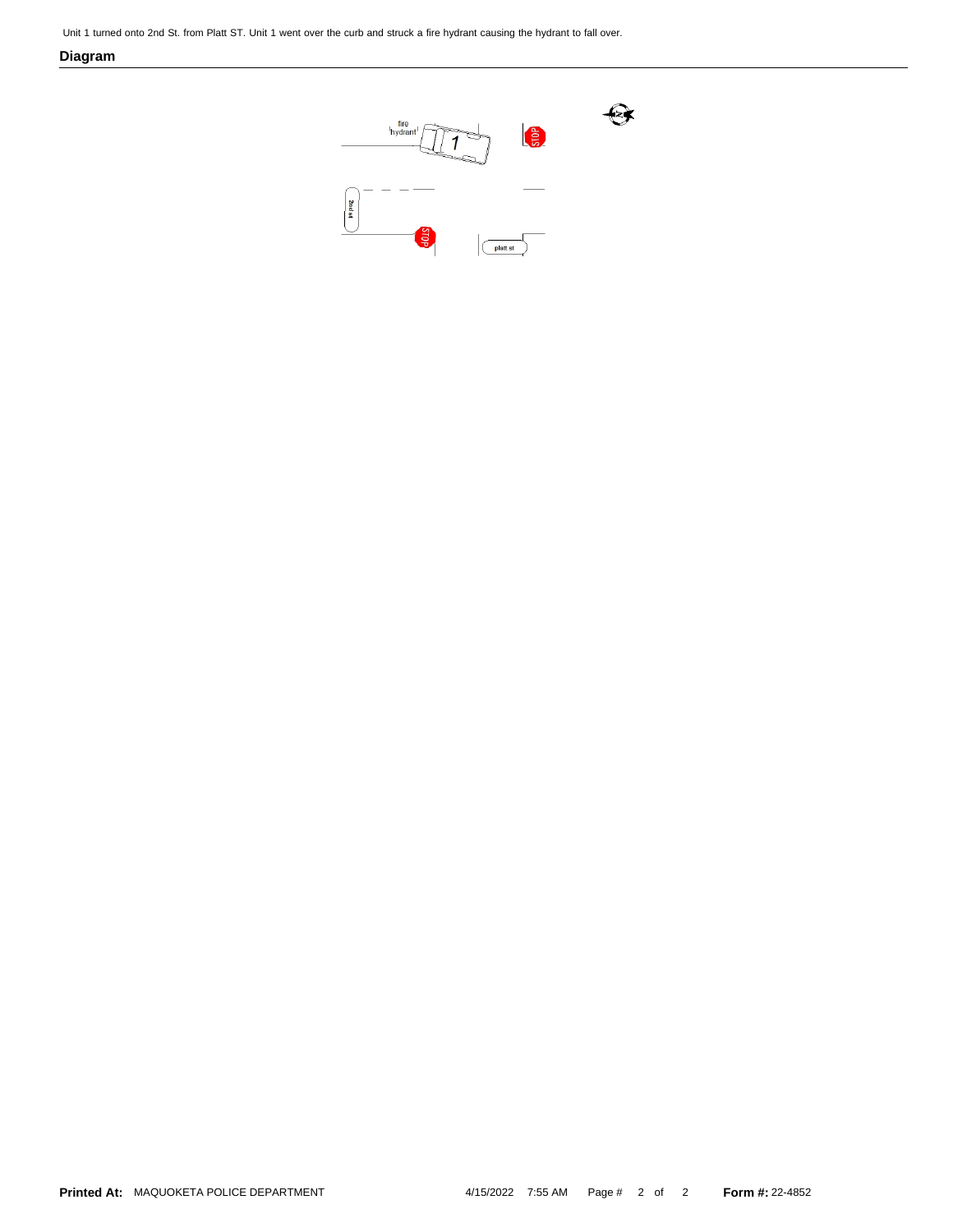Unit 1 turned onto 2nd St. from Platt ST. Unit 1 went over the curb and struck a fire hydrant causing the hydrant to fall over.

## Diagram

fire hydrant

1

STOP

2nd st

STOP

platt st